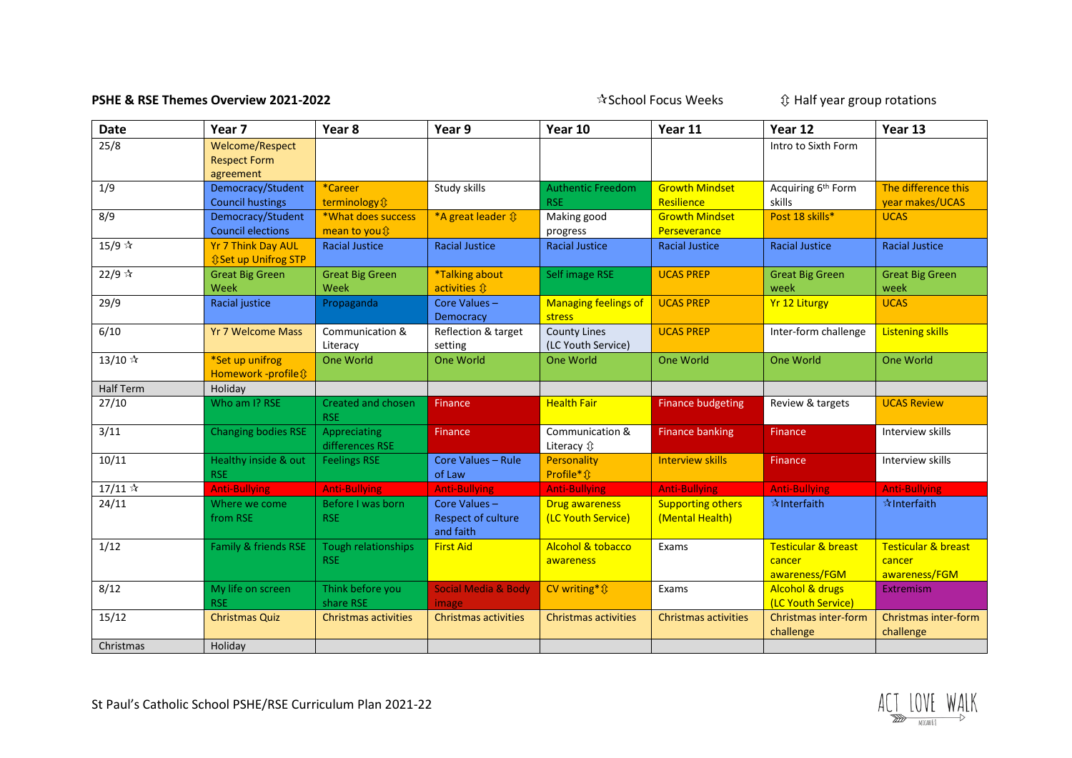**PSHE & RSE Themes Overview 2021-2022**

☆School Focus Weeks ⇳ Half year group rotations

| Date | Year 7 | Year 8 | Year 9 | Year 10 | Year 11 | Year 12 | Year 13 |
|---|---|---|---|---|---|---|---|
| 25/8 | Welcome/Respect Respect Form agreement | | | | | Intro to Sixth Form | |
| 1/9 | Democracy/Student Council hustings | *Career terminology⇳ | Study skills | Authentic Freedom RSE | Growth Mindset Resilience | Acquiring 6th Form skills | The difference this year makes/UCAS |
| 8/9 | Democracy/Student Council elections | *What does success mean to you⇳ | *A great leader ⇳ | Making good progress | Growth Mindset Perseverance | Post 18 skills* | UCAS |
| 15/9 ☆ | Yr 7 Think Day AUL ⇳Set up Unifrog STP | Racial Justice | Racial Justice | Racial Justice | Racial Justice | Racial Justice | Racial Justice |
| 22/9 ☆ | Great Big Green Week | Great Big Green Week | *Talking about activities ⇳ | Self image RSE | UCAS PREP | Great Big Green week | Great Big Green week |
| 29/9 | Racial justice | Propaganda | Core Values – Democracy | Managing feelings of stress | UCAS PREP | Yr 12 Liturgy | UCAS |
| 6/10 | Yr 7 Welcome Mass | Communication & Literacy | Reflection & target setting | County Lines (LC Youth Service) | UCAS PREP | Inter-form challenge | Listening skills |
| 13/10 ☆ | *Set up unifrog Homework -profile⇳ | One World | One World | One World | One World | One World | One World |
| Half Term | Holiday | | | | | | |
| 27/10 | Who am I? RSE | Created and chosen RSE | Finance | Health Fair | Finance budgeting | Review & targets | UCAS Review |
| 3/11 | Changing bodies RSE | Appreciating differences RSE | Finance | Communication & Literacy ⇳ | Finance banking | Finance | Interview skills |
| 10/11 | Healthy inside & out RSE | Feelings RSE | Core Values – Rule of Law | Personality Profile*⇳ | Interview skills | Finance | Interview skills |
| 17/11 ☆ | Anti-Bullying | Anti-Bullying | Anti-Bullying | Anti-Bullying | Anti-Bullying | Anti-Bullying | Anti-Bullying |
| 24/11 | Where we come from RSE | Before I was born RSE | Core Values – Respect of culture and faith | Drug awareness (LC Youth Service) | Supporting others (Mental Health) | ☆Interfaith | ☆Interfaith |
| 1/12 | Family & friends RSE | Tough relationships RSE | First Aid | Alcohol & tobacco awareness | Exams | Testicular & breast cancer awareness/FGM | Testicular & breast cancer awareness/FGM |
| 8/12 | My life on screen RSE | Think before you share RSE | Social Media & Body image | CV writing*⇳ | Exams | Alcohol & drugs (LC Youth Service) | Extremism |
| 15/12 | Christmas Quiz | Christmas activities | Christmas activities | Christmas activities | Christmas activities | Christmas inter-form challenge | Christmas inter-form challenge |
| Christmas | Holiday | | | | | | |

St Paul's Catholic School PSHE/RSE Curriculum Plan 2021-22

ACT LOVE WALK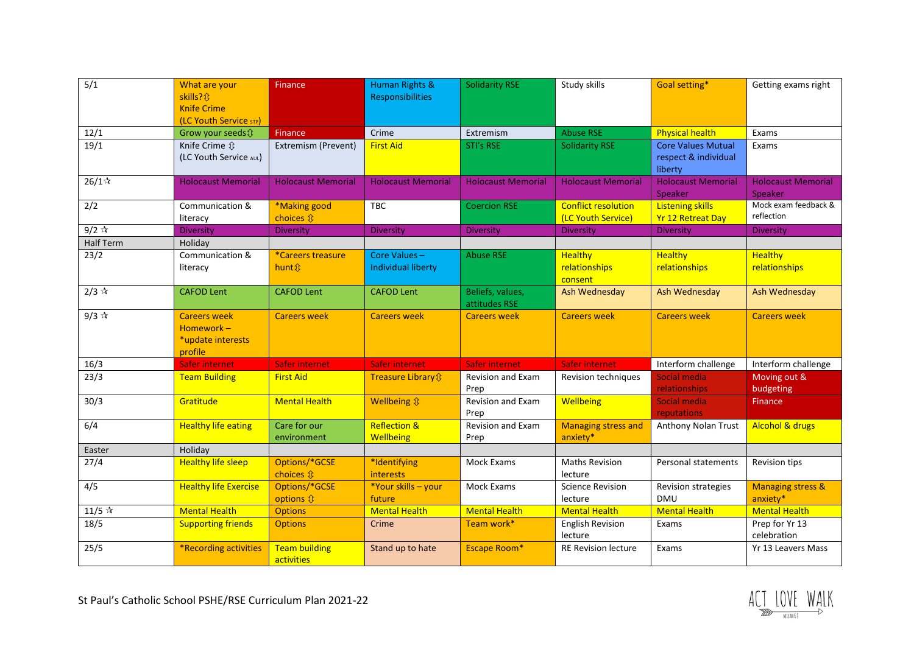| 5/1 | What are your skills?⇳ Knife Crime (LC Youth Service STP) | Finance | Human Rights & Responsibilities | Solidarity RSE | Study skills | Goal setting* | Getting exams right |
|---|---|---|---|---|---|---|---|
| 12/1 | Grow your seeds⇳ | Finance | Crime | Extremism | Abuse RSE | Physical health | Exams |
| 19/1 | Knife Crime ⇳ (LC Youth Service AUL) | Extremism (Prevent) | First Aid | STI's RSE | Solidarity RSE | Core Values Mutual respect & individual liberty | Exams |
| 26/1☆ | Holocaust Memorial | Holocaust Memorial | Holocaust Memorial | Holocaust Memorial | Holocaust Memorial | Holocaust Memorial Speaker | Holocaust Memorial Speaker |
| 2/2 | Communication & literacy | *Making good choices ⇳ | TBC | Coercion RSE | Conflict resolution (LC Youth Service) | Listening skills Yr 12 Retreat Day | Mock exam feedback & reflection |
| 9/2 ☆ | Diversity | Diversity | Diversity | Diversity | Diversity | Diversity | Diversity |
| Half Term | Holiday | | | | | | |
| 23/2 | Communication & literacy | *Careers treasure hunt⇳ | Core Values – Individual liberty | Abuse RSE | Healthy relationships consent | Healthy relationships | Healthy relationships |
| 2/3 ☆ | CAFOD Lent | CAFOD Lent | CAFOD Lent | Beliefs, values, attitudes RSE | Ash Wednesday | Ash Wednesday | Ash Wednesday |
| 9/3 ☆ | Careers week Homework – *update interests profile | Careers week | Careers week | Careers week | Careers week | Careers week | Careers week |
| 16/3 | Safer internet | Safer internet | Safer internet | Safer internet | Safer internet | Interform challenge | Interform challenge |
| 23/3 | Team Building | First Aid | Treasure Library⇳ | Revision and Exam Prep | Revision techniques | Social media relationships | Moving out & budgeting |
| 30/3 | Gratitude | Mental Health | Wellbeing ⇳ | Revision and Exam Prep | Wellbeing | Social media reputations | Finance |
| 6/4 | Healthy life eating | Care for our environment | Reflection & Wellbeing | Revision and Exam Prep | Managing stress and anxiety* | Anthony Nolan Trust | Alcohol & drugs |
| Easter | Holiday | | | | | | |
| 27/4 | Healthy life sleep | Options/*GCSE choices ⇳ | *Identifying interests | Mock Exams | Maths Revision lecture | Personal statements | Revision tips |
| 4/5 | Healthy life Exercise | Options/*GCSE options ⇳ | *Your skills – your future | Mock Exams | Science Revision lecture | Revision strategies DMU | Managing stress & anxiety* |
| 11/5 ☆ | Mental Health | Options | Mental Health | Mental Health | Mental Health | Mental Health | Mental Health |
| 18/5 | Supporting friends | Options | Crime | Team work* | English Revision lecture | Exams | Prep for Yr 13 celebration |
| 25/5 | *Recording activities | Team building activities | Stand up to hate | Escape Room* | RE Revision lecture | Exams | Yr 13 Leavers Mass |

St Paul's Catholic School PSHE/RSE Curriculum Plan 2021-22

ACT LOVE WALK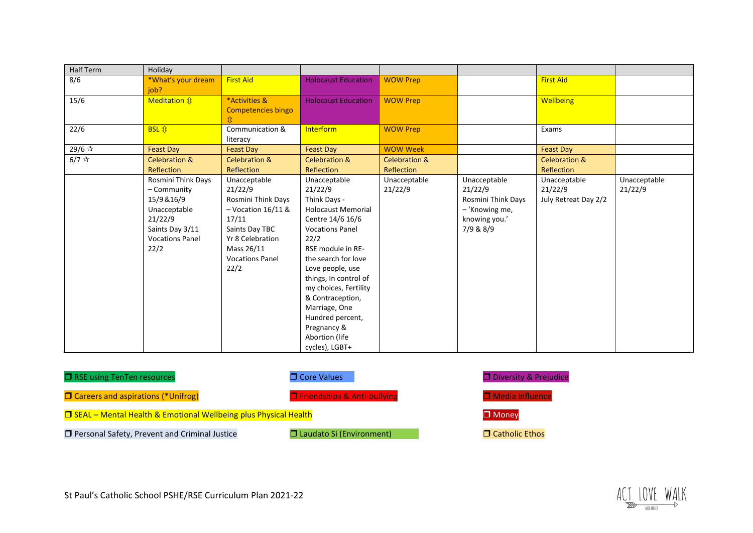| Half Term | Holiday | | | | | | |
|---|---|---|---|---|---|---|---|
| 8/6 | *What's your dream job? | First Aid | Holocaust Education | WOW Prep | | First Aid | |
| 15/6 | Meditation ⇳ | *Activities & Competencies bingo ⇳ | Holocaust Education | WOW Prep | | Wellbeing | |
| 22/6 | BSL ⇳ | Communication & literacy | Interform | WOW Prep | | Exams | |
| 29/6 ☆ | Feast Day | Feast Day | Feast Day | WOW Week | | Feast Day | |
| 6/7 ☆ | Celebration & Reflection | Celebration & Reflection | Celebration & Reflection | Celebration & Reflection | | Celebration & Reflection | |
| | Rosmini Think Days – Community 15/9 &16/9<br>Unacceptable 21/22/9<br>Saints Day 3/11<br>Vocations Panel 22/2 | Unacceptable 21/22/9<br>Rosmini Think Days – Vocation 16/11 & 17/11<br>Saints Day TBC<br>Yr 8 Celebration Mass 26/11<br>Vocations Panel 22/2 | Unacceptable 21/22/9<br>Think Days - Holocaust Memorial Centre 14/6 16/6<br>Vocations Panel 22/2<br>RSE module in RE- the search for love Love people, use things, In control of my choices, Fertility & Contraception, Marriage, One Hundred percent, Pregnancy & Abortion (life cycles), LGBT+ | Unacceptable 21/22/9 | Unacceptable 21/22/9<br>Rosmini Think Days – 'Knowing me, knowing you.' 7/9 & 8/9 | Unacceptable 21/22/9<br>July Retreat Day 2/2 | Unacceptable 21/22/9 |

❒ RSE using TenTen resources

❒ Core Values

❒ Diversity & Prejudice

❒ Careers and aspirations (*Unifrog)

❒ Friendships & Anti-bullying

❒ Media influence

❒ SEAL – Mental Health & Emotional Wellbeing plus Physical Health

❒ Money

❒ Personal Safety, Prevent and Criminal Justice

❒ Laudato Si (Environment)

❒ Catholic Ethos

St Paul's Catholic School PSHE/RSE Curriculum Plan 2021-22

ACT LOVE WALK